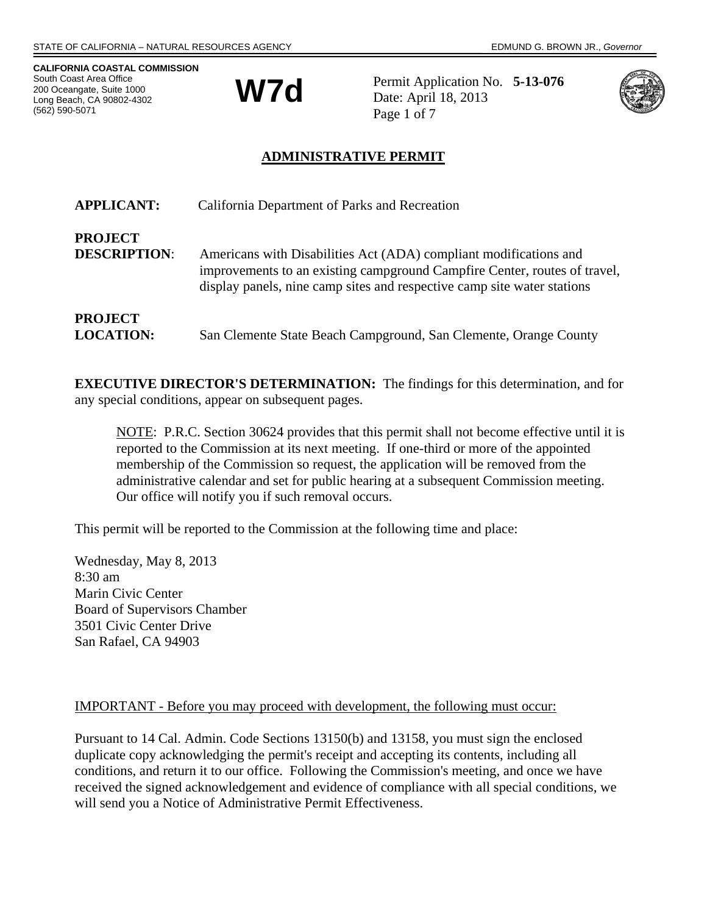STATE OF CALIFORNIA – NATURAL RESOURCES AGENCY EDMUND G. BROWN JR., *Governor*

**CALIFORNIA COASTAL COMMISSION**
South Coast Area Office
200 Oceangate, Suite 1000
Long Beach, CA 90802-4302
(562) 590-5071

# W7d

Permit Application No. **5-13-076**
Date: April 18, 2013

## ADMINISTRATIVE PERMIT

**APPLICANT:** California Department of Parks and Recreation

**PROJECT DESCRIPTION**: Americans with Disabilities Act (ADA) compliant modifications and improvements to an existing campground Campfire Center, routes of travel, display panels, nine camp sites and respective camp site water stations

**PROJECT LOCATION:** San Clemente State Beach Campground, San Clemente, Orange County

**EXECUTIVE DIRECTOR'S DETERMINATION:** The findings for this determination, and for any special conditions, appear on subsequent pages.

> NOTE: P.R.C. Section 30624 provides that this permit shall not become effective until it is reported to the Commission at its next meeting. If one-third or more of the appointed membership of the Commission so request, the application will be removed from the administrative calendar and set for public hearing at a subsequent Commission meeting. Our office will notify you if such removal occurs.

This permit will be reported to the Commission at the following time and place:

Wednesday, May 8, 2013
8:30 am
Marin Civic Center
Board of Supervisors Chamber
3501 Civic Center Drive
San Rafael, CA 94903

IMPORTANT - Before you may proceed with development, the following must occur:

Pursuant to 14 Cal. Admin. Code Sections 13150(b) and 13158, you must sign the enclosed duplicate copy acknowledging the permit's receipt and accepting its contents, including all conditions, and return it to our office. Following the Commission's meeting, and once we have received the signed acknowledgement and evidence of compliance with all special conditions, we will send you a Notice of Administrative Permit Effectiveness.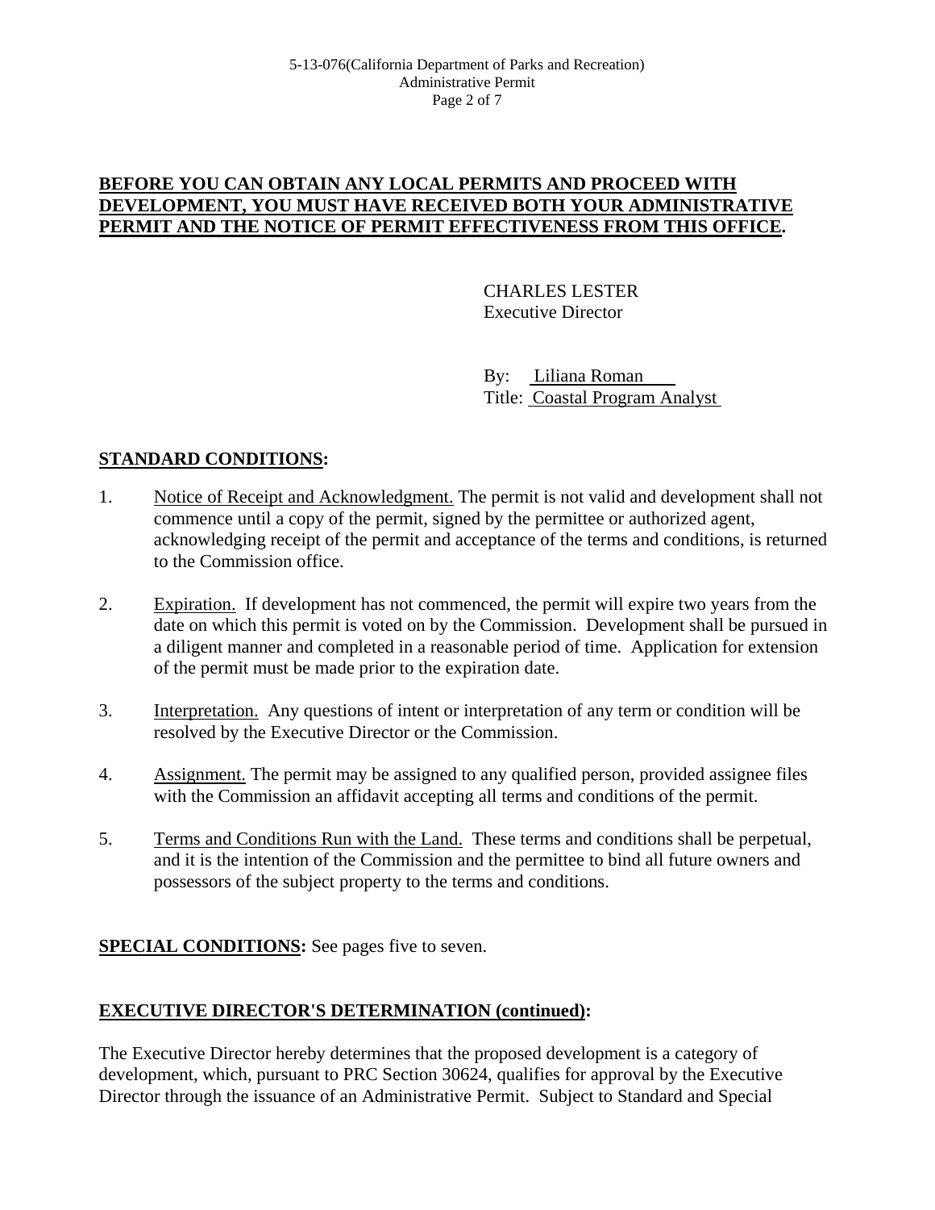**<u>BEFORE YOU CAN OBTAIN ANY LOCAL PERMITS AND PROCEED WITH DEVELOPMENT, YOU MUST HAVE RECEIVED BOTH YOUR ADMINISTRATIVE PERMIT AND THE NOTICE OF PERMIT EFFECTIVENESS FROM THIS OFFICE</u>.**

CHARLES LESTER
Executive Director

By: <u>Liliana Roman</u>
Title: <u>Coastal Program Analyst</u>

## <u>STANDARD CONDITIONS</u>:

1. <u>Notice of Receipt and Acknowledgment.</u> The permit is not valid and development shall not commence until a copy of the permit, signed by the permittee or authorized agent, acknowledging receipt of the permit and acceptance of the terms and conditions, is returned to the Commission office.

2. <u>Expiration.</u> If development has not commenced, the permit will expire two years from the date on which this permit is voted on by the Commission. Development shall be pursued in a diligent manner and completed in a reasonable period of time. Application for extension of the permit must be made prior to the expiration date.

3. <u>Interpretation.</u> Any questions of intent or interpretation of any term or condition will be resolved by the Executive Director or the Commission.

4. <u>Assignment.</u> The permit may be assigned to any qualified person, provided assignee files with the Commission an affidavit accepting all terms and conditions of the permit.

5. <u>Terms and Conditions Run with the Land.</u> These terms and conditions shall be perpetual, and it is the intention of the Commission and the permittee to bind all future owners and possessors of the subject property to the terms and conditions.

**<u>SPECIAL CONDITIONS</u>:** See pages five to seven.

## <u>EXECUTIVE DIRECTOR'S DETERMINATION (continued)</u>:

The Executive Director hereby determines that the proposed development is a category of development, which, pursuant to PRC Section 30624, qualifies for approval by the Executive Director through the issuance of an Administrative Permit. Subject to Standard and Special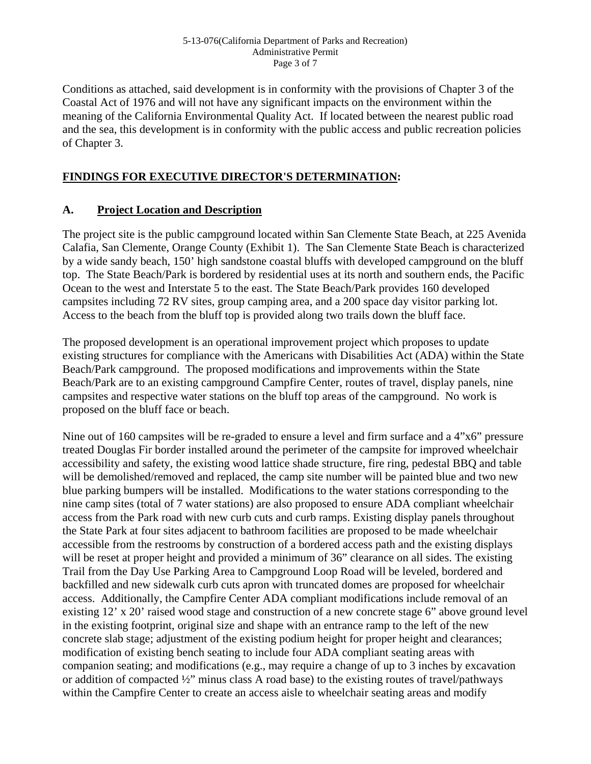Conditions as attached, said development is in conformity with the provisions of Chapter 3 of the Coastal Act of 1976 and will not have any significant impacts on the environment within the meaning of the California Environmental Quality Act. If located between the nearest public road and the sea, this development is in conformity with the public access and public recreation policies of Chapter 3.

## **FINDINGS FOR EXECUTIVE DIRECTOR'S DETERMINATION:**

### **A. Project Location and Description**

The project site is the public campground located within San Clemente State Beach, at 225 Avenida Calafia, San Clemente, Orange County (Exhibit 1). The San Clemente State Beach is characterized by a wide sandy beach, 150' high sandstone coastal bluffs with developed campground on the bluff top. The State Beach/Park is bordered by residential uses at its north and southern ends, the Pacific Ocean to the west and Interstate 5 to the east. The State Beach/Park provides 160 developed campsites including 72 RV sites, group camping area, and a 200 space day visitor parking lot. Access to the beach from the bluff top is provided along two trails down the bluff face.

The proposed development is an operational improvement project which proposes to update existing structures for compliance with the Americans with Disabilities Act (ADA) within the State Beach/Park campground. The proposed modifications and improvements within the State Beach/Park are to an existing campground Campfire Center, routes of travel, display panels, nine campsites and respective water stations on the bluff top areas of the campground. No work is proposed on the bluff face or beach.

Nine out of 160 campsites will be re-graded to ensure a level and firm surface and a 4"x6" pressure treated Douglas Fir border installed around the perimeter of the campsite for improved wheelchair accessibility and safety, the existing wood lattice shade structure, fire ring, pedestal BBQ and table will be demolished/removed and replaced, the camp site number will be painted blue and two new blue parking bumpers will be installed. Modifications to the water stations corresponding to the nine camp sites (total of 7 water stations) are also proposed to ensure ADA compliant wheelchair access from the Park road with new curb cuts and curb ramps. Existing display panels throughout the State Park at four sites adjacent to bathroom facilities are proposed to be made wheelchair accessible from the restrooms by construction of a bordered access path and the existing displays will be reset at proper height and provided a minimum of 36" clearance on all sides. The existing Trail from the Day Use Parking Area to Campground Loop Road will be leveled, bordered and backfilled and new sidewalk curb cuts apron with truncated domes are proposed for wheelchair access. Additionally, the Campfire Center ADA compliant modifications include removal of an existing 12' x 20' raised wood stage and construction of a new concrete stage 6" above ground level in the existing footprint, original size and shape with an entrance ramp to the left of the new concrete slab stage; adjustment of the existing podium height for proper height and clearances; modification of existing bench seating to include four ADA compliant seating areas with companion seating; and modifications (e.g., may require a change of up to 3 inches by excavation or addition of compacted ½" minus class A road base) to the existing routes of travel/pathways within the Campfire Center to create an access aisle to wheelchair seating areas and modify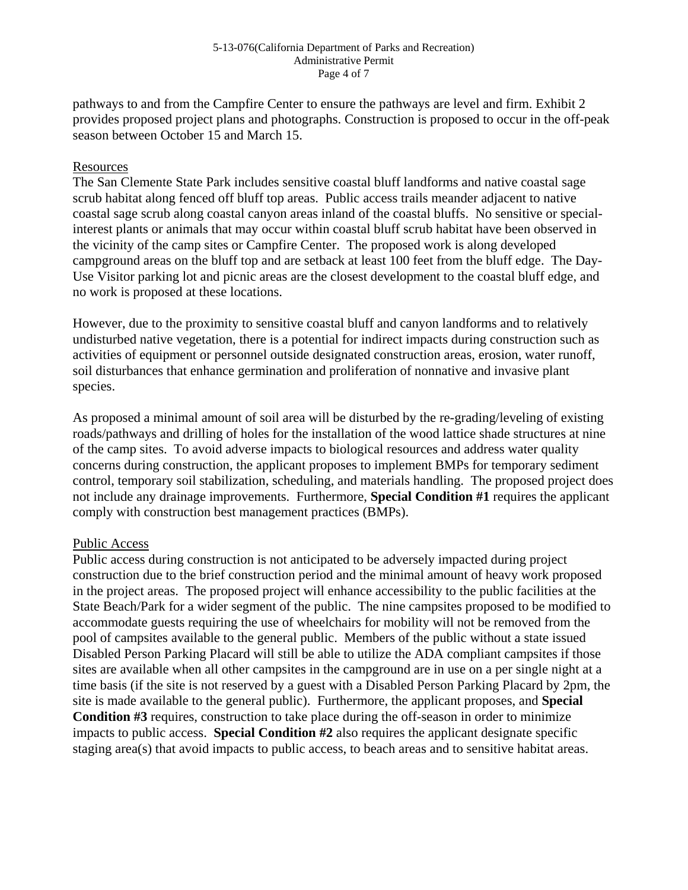pathways to and from the Campfire Center to ensure the pathways are level and firm. Exhibit 2 provides proposed project plans and photographs. Construction is proposed to occur in the off-peak season between October 15 and March 15.

Resources

The San Clemente State Park includes sensitive coastal bluff landforms and native coastal sage scrub habitat along fenced off bluff top areas. Public access trails meander adjacent to native coastal sage scrub along coastal canyon areas inland of the coastal bluffs. No sensitive or special-interest plants or animals that may occur within coastal bluff scrub habitat have been observed in the vicinity of the camp sites or Campfire Center. The proposed work is along developed campground areas on the bluff top and are setback at least 100 feet from the bluff edge. The Day-Use Visitor parking lot and picnic areas are the closest development to the coastal bluff edge, and no work is proposed at these locations.

However, due to the proximity to sensitive coastal bluff and canyon landforms and to relatively undisturbed native vegetation, there is a potential for indirect impacts during construction such as activities of equipment or personnel outside designated construction areas, erosion, water runoff, soil disturbances that enhance germination and proliferation of nonnative and invasive plant species.

As proposed a minimal amount of soil area will be disturbed by the re-grading/leveling of existing roads/pathways and drilling of holes for the installation of the wood lattice shade structures at nine of the camp sites. To avoid adverse impacts to biological resources and address water quality concerns during construction, the applicant proposes to implement BMPs for temporary sediment control, temporary soil stabilization, scheduling, and materials handling. The proposed project does not include any drainage improvements. Furthermore, **Special Condition #1** requires the applicant comply with construction best management practices (BMPs).

Public Access

Public access during construction is not anticipated to be adversely impacted during project construction due to the brief construction period and the minimal amount of heavy work proposed in the project areas. The proposed project will enhance accessibility to the public facilities at the State Beach/Park for a wider segment of the public. The nine campsites proposed to be modified to accommodate guests requiring the use of wheelchairs for mobility will not be removed from the pool of campsites available to the general public. Members of the public without a state issued Disabled Person Parking Placard will still be able to utilize the ADA compliant campsites if those sites are available when all other campsites in the campground are in use on a per single night at a time basis (if the site is not reserved by a guest with a Disabled Person Parking Placard by 2pm, the site is made available to the general public). Furthermore, the applicant proposes, and **Special Condition #3** requires, construction to take place during the off-season in order to minimize impacts to public access. **Special Condition #2** also requires the applicant designate specific staging area(s) that avoid impacts to public access, to beach areas and to sensitive habitat areas.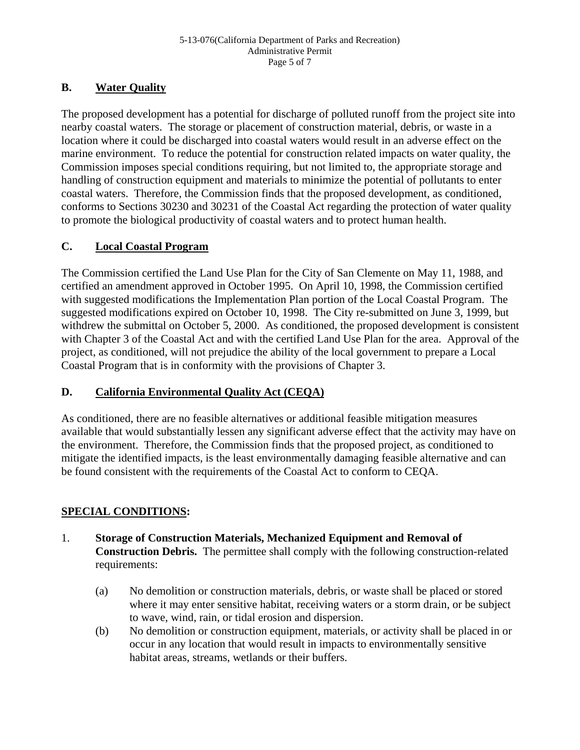## B. Water Quality

The proposed development has a potential for discharge of polluted runoff from the project site into nearby coastal waters. The storage or placement of construction material, debris, or waste in a location where it could be discharged into coastal waters would result in an adverse effect on the marine environment. To reduce the potential for construction related impacts on water quality, the Commission imposes special conditions requiring, but not limited to, the appropriate storage and handling of construction equipment and materials to minimize the potential of pollutants to enter coastal waters. Therefore, the Commission finds that the proposed development, as conditioned, conforms to Sections 30230 and 30231 of the Coastal Act regarding the protection of water quality to promote the biological productivity of coastal waters and to protect human health.

## C. Local Coastal Program

The Commission certified the Land Use Plan for the City of San Clemente on May 11, 1988, and certified an amendment approved in October 1995. On April 10, 1998, the Commission certified with suggested modifications the Implementation Plan portion of the Local Coastal Program. The suggested modifications expired on October 10, 1998. The City re-submitted on June 3, 1999, but withdrew the submittal on October 5, 2000. As conditioned, the proposed development is consistent with Chapter 3 of the Coastal Act and with the certified Land Use Plan for the area. Approval of the project, as conditioned, will not prejudice the ability of the local government to prepare a Local Coastal Program that is in conformity with the provisions of Chapter 3.

## D. California Environmental Quality Act (CEQA)

As conditioned, there are no feasible alternatives or additional feasible mitigation measures available that would substantially lessen any significant adverse effect that the activity may have on the environment. Therefore, the Commission finds that the proposed project, as conditioned to mitigate the identified impacts, is the least environmentally damaging feasible alternative and can be found consistent with the requirements of the Coastal Act to conform to CEQA.

## SPECIAL CONDITIONS:

1. **Storage of Construction Materials, Mechanized Equipment and Removal of Construction Debris.** The permittee shall comply with the following construction-related requirements:

   (a) No demolition or construction materials, debris, or waste shall be placed or stored where it may enter sensitive habitat, receiving waters or a storm drain, or be subject to wave, wind, rain, or tidal erosion and dispersion.

   (b) No demolition or construction equipment, materials, or activity shall be placed in or occur in any location that would result in impacts to environmentally sensitive habitat areas, streams, wetlands or their buffers.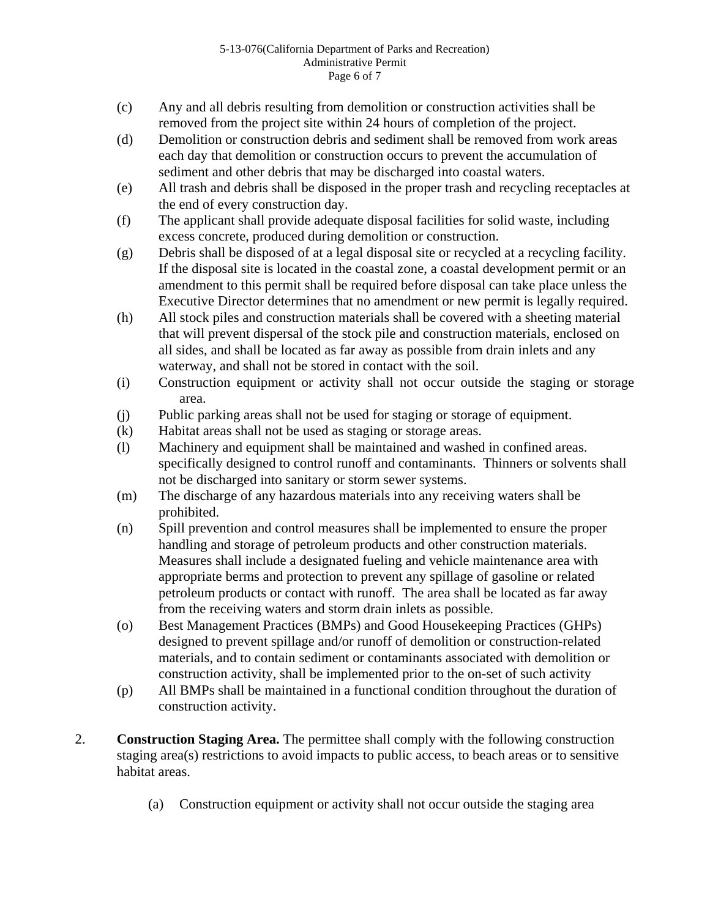(c) Any and all debris resulting from demolition or construction activities shall be removed from the project site within 24 hours of completion of the project.

(d) Demolition or construction debris and sediment shall be removed from work areas each day that demolition or construction occurs to prevent the accumulation of sediment and other debris that may be discharged into coastal waters.

(e) All trash and debris shall be disposed in the proper trash and recycling receptacles at the end of every construction day.

(f) The applicant shall provide adequate disposal facilities for solid waste, including excess concrete, produced during demolition or construction.

(g) Debris shall be disposed of at a legal disposal site or recycled at a recycling facility. If the disposal site is located in the coastal zone, a coastal development permit or an amendment to this permit shall be required before disposal can take place unless the Executive Director determines that no amendment or new permit is legally required.

(h) All stock piles and construction materials shall be covered with a sheeting material that will prevent dispersal of the stock pile and construction materials, enclosed on all sides, and shall be located as far away as possible from drain inlets and any waterway, and shall not be stored in contact with the soil.

(i) Construction equipment or activity shall not occur outside the staging or storage area.

(j) Public parking areas shall not be used for staging or storage of equipment.

(k) Habitat areas shall not be used as staging or storage areas.

(l) Machinery and equipment shall be maintained and washed in confined areas. specifically designed to control runoff and contaminants. Thinners or solvents shall not be discharged into sanitary or storm sewer systems.

(m) The discharge of any hazardous materials into any receiving waters shall be prohibited.

(n) Spill prevention and control measures shall be implemented to ensure the proper handling and storage of petroleum products and other construction materials. Measures shall include a designated fueling and vehicle maintenance area with appropriate berms and protection to prevent any spillage of gasoline or related petroleum products or contact with runoff. The area shall be located as far away from the receiving waters and storm drain inlets as possible.

(o) Best Management Practices (BMPs) and Good Housekeeping Practices (GHPs) designed to prevent spillage and/or runoff of demolition or construction-related materials, and to contain sediment or contaminants associated with demolition or construction activity, shall be implemented prior to the on-set of such activity

(p) All BMPs shall be maintained in a functional condition throughout the duration of construction activity.

2. **Construction Staging Area.** The permittee shall comply with the following construction staging area(s) restrictions to avoid impacts to public access, to beach areas or to sensitive habitat areas.

   (a) Construction equipment or activity shall not occur outside the staging area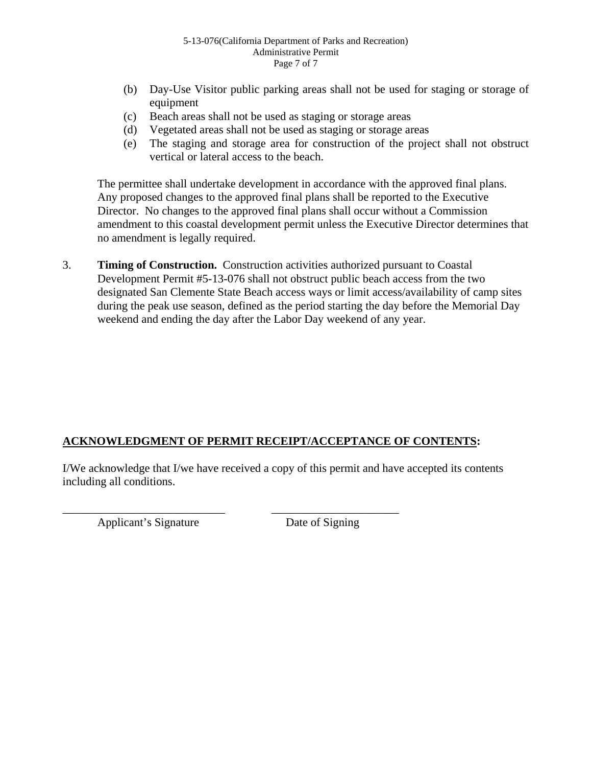(b) Day-Use Visitor public parking areas shall not be used for staging or storage of equipment
(c) Beach areas shall not be used as staging or storage areas
(d) Vegetated areas shall not be used as staging or storage areas
(e) The staging and storage area for construction of the project shall not obstruct vertical or lateral access to the beach.

The permittee shall undertake development in accordance with the approved final plans. Any proposed changes to the approved final plans shall be reported to the Executive Director. No changes to the approved final plans shall occur without a Commission amendment to this coastal development permit unless the Executive Director determines that no amendment is legally required.

3. **Timing of Construction.** Construction activities authorized pursuant to Coastal Development Permit #5-13-076 shall not obstruct public beach access from the two designated San Clemente State Beach access ways or limit access/availability of camp sites during the peak use season, defined as the period starting the day before the Memorial Day weekend and ending the day after the Labor Day weekend of any year.

**ACKNOWLEDGMENT OF PERMIT RECEIPT/ACCEPTANCE OF CONTENTS:**

I/We acknowledge that I/we have received a copy of this permit and have accepted its contents including all conditions.

_____________________________ _______________________

Applicant's Signature Date of Signing